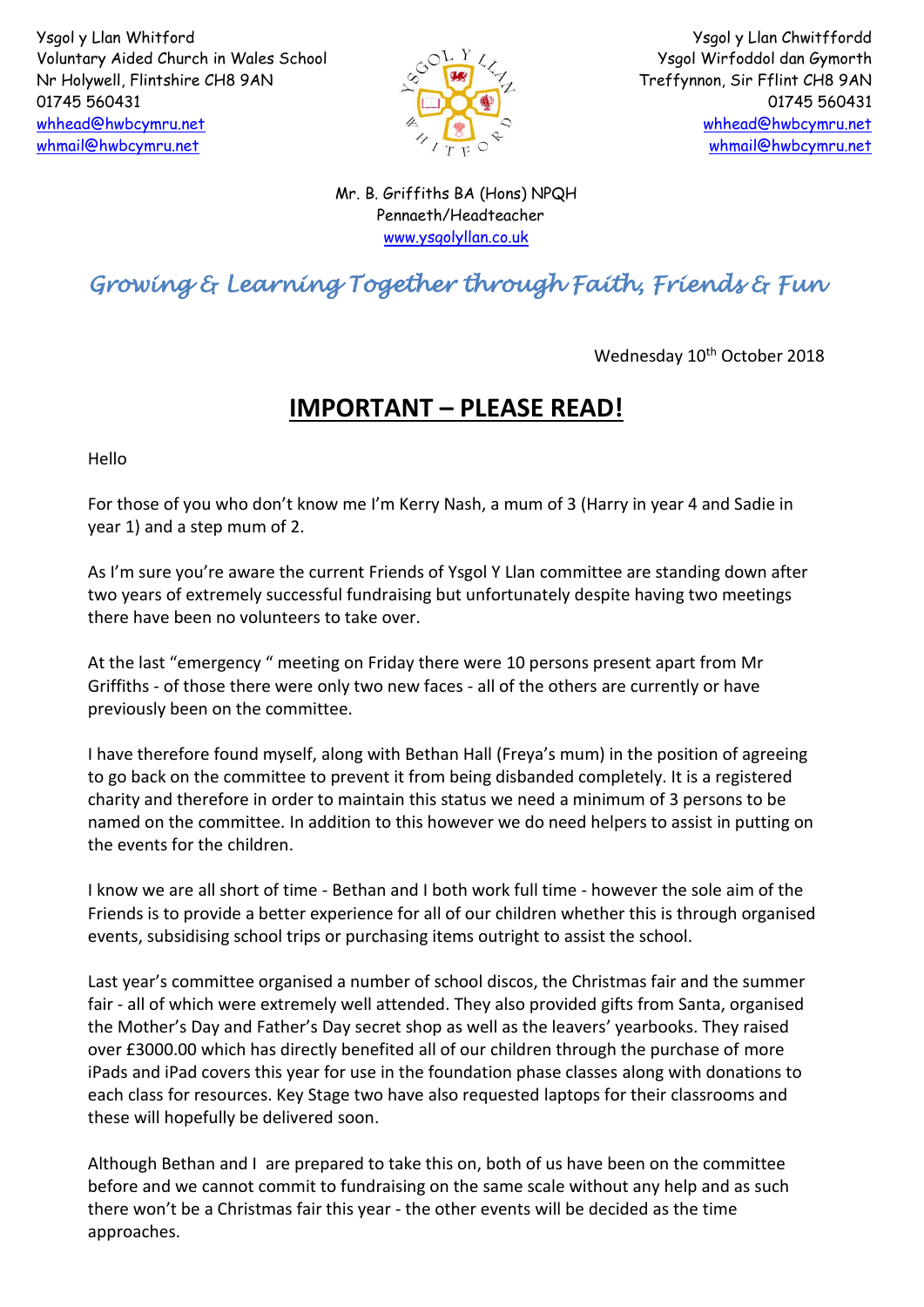Ysgol y Llan Whitford
Voluntary Aided Church in Wales School
Nr Holywell, Flintshire CH8 9AN
01745 560431
whhead@hwbcymru.net
whmail@hwbcymru.net

Ysgol y Llan Chwitffordd
Ysgol Wirfoddol dan Gymorth
Treffynnon, Sir Fflint CH8 9AN
01745 560431
whhead@hwbcymru.net
whmail@hwbcymru.net

Mr. B. Griffiths BA (Hons) NPQH
Pennaeth/Headteacher
www.ysgolyllan.co.uk

*Growing & Learning Together through Faith, Friends & Fun*

Wednesday 10th October 2018

# IMPORTANT – PLEASE READ!

Hello

For those of you who don't know me I'm Kerry Nash, a mum of 3 (Harry in year 4 and Sadie in year 1) and a step mum of 2.

As I'm sure you're aware the current Friends of Ysgol Y Llan committee are standing down after two years of extremely successful fundraising but unfortunately despite having two meetings there have been no volunteers to take over.

At the last "emergency " meeting on Friday there were 10 persons present apart from Mr Griffiths - of those there were only two new faces - all of the others are currently or have previously been on the committee.

I have therefore found myself, along with Bethan Hall (Freya's mum) in the position of agreeing to go back on the committee to prevent it from being disbanded completely. It is a registered charity and therefore in order to maintain this status we need a minimum of 3 persons to be named on the committee. In addition to this however we do need helpers to assist in putting on the events for the children.

I know we are all short of time - Bethan and I both work full time - however the sole aim of the Friends is to provide a better experience for all of our children whether this is through organised events, subsidising school trips or purchasing items outright to assist the school.

Last year's committee organised a number of school discos, the Christmas fair and the summer fair - all of which were extremely well attended. They also provided gifts from Santa, organised the Mother's Day and Father's Day secret shop as well as the leavers' yearbooks. They raised over £3000.00 which has directly benefited all of our children through the purchase of more iPads and iPad covers this year for use in the foundation phase classes along with donations to each class for resources. Key Stage two have also requested laptops for their classrooms and these will hopefully be delivered soon.

Although Bethan and I are prepared to take this on, both of us have been on the committee before and we cannot commit to fundraising on the same scale without any help and as such there won't be a Christmas fair this year - the other events will be decided as the time approaches.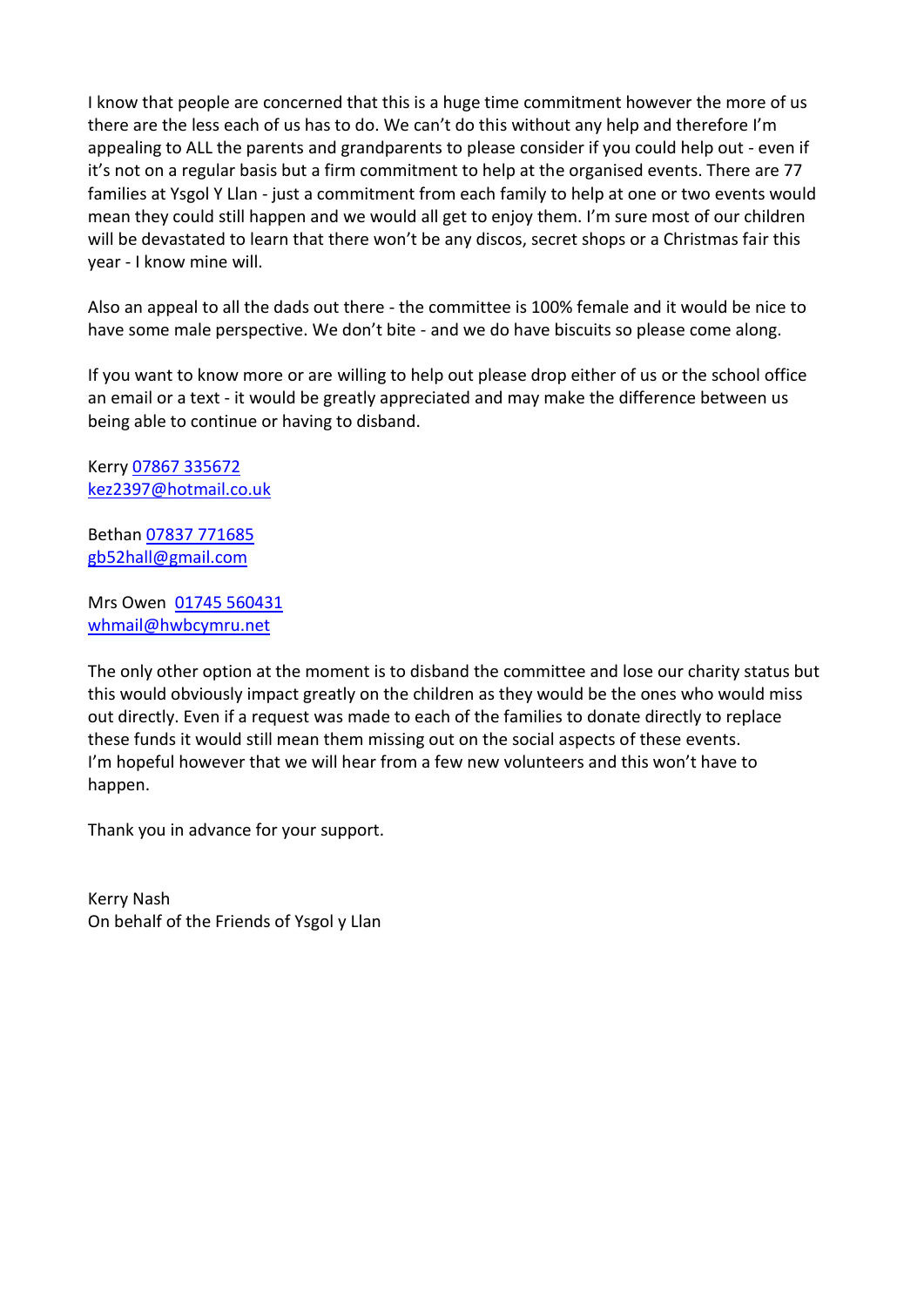I know that people are concerned that this is a huge time commitment however the more of us there are the less each of us has to do. We can't do this without any help and therefore I'm appealing to ALL the parents and grandparents to please consider if you could help out - even if it's not on a regular basis but a firm commitment to help at the organised events. There are 77 families at Ysgol Y Llan - just a commitment from each family to help at one or two events would mean they could still happen and we would all get to enjoy them. I'm sure most of our children will be devastated to learn that there won't be any discos, secret shops or a Christmas fair this year - I know mine will.

Also an appeal to all the dads out there - the committee is 100% female and it would be nice to have some male perspective. We don't bite - and we do have biscuits so please come along.

If you want to know more or are willing to help out please drop either of us or the school office an email or a text - it would be greatly appreciated and may make the difference between us being able to continue or having to disband.

Kerry 07867 335672
kez2397@hotmail.co.uk

Bethan 07837 771685
gb52hall@gmail.com

Mrs Owen 01745 560431
whmail@hwbcymru.net

The only other option at the moment is to disband the committee and lose our charity status but this would obviously impact greatly on the children as they would be the ones who would miss out directly. Even if a request was made to each of the families to donate directly to replace these funds it would still mean them missing out on the social aspects of these events.
I'm hopeful however that we will hear from a few new volunteers and this won't have to happen.

Thank you in advance for your support.

Kerry Nash
On behalf of the Friends of Ysgol y Llan